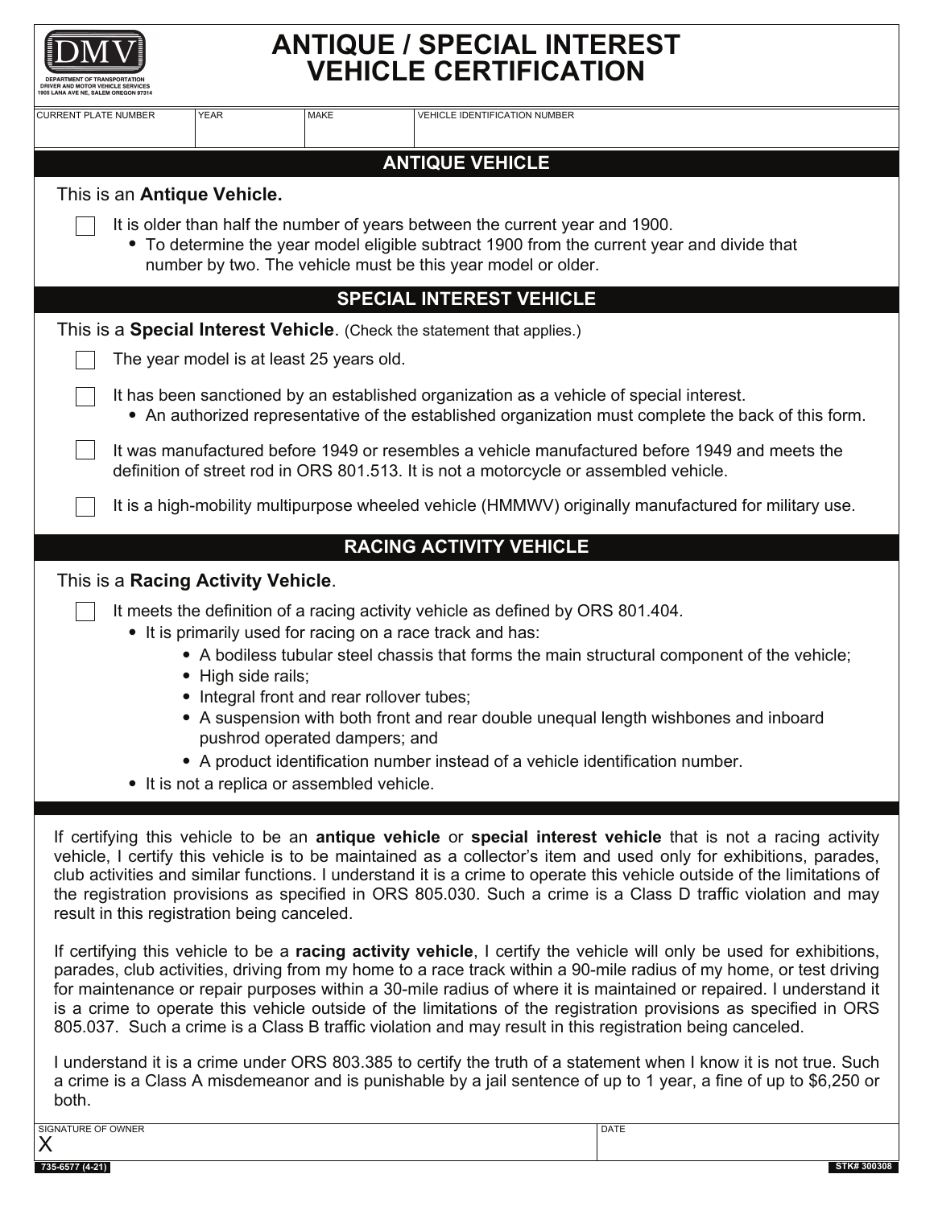DMV
DEPARTMENT OF TRANSPORTATION
DRIVER AND MOTOR VEHICLE SERVICES
1905 LANA AVE NE, SALEM OREGON 97314

# ANTIQUE / SPECIAL INTEREST VEHICLE CERTIFICATION

| CURRENT PLATE NUMBER | YEAR | MAKE | VEHICLE IDENTIFICATION NUMBER |
|---|---|---|---|
| | | | |

## ANTIQUE VEHICLE

This is an **Antique Vehicle.**

- [ ] It is older than half the number of years between the current year and 1900.
  - To determine the year model eligible subtract 1900 from the current year and divide that number by two. The vehicle must be this year model or older.

## SPECIAL INTEREST VEHICLE

This is a **Special Interest Vehicle**. (Check the statement that applies.)

- [ ] The year model is at least 25 years old.
- [ ] It has been sanctioned by an established organization as a vehicle of special interest.
  - An authorized representative of the established organization must complete the back of this form.
- [ ] It was manufactured before 1949 or resembles a vehicle manufactured before 1949 and meets the definition of street rod in ORS 801.513. It is not a motorcycle or assembled vehicle.
- [ ] It is a high-mobility multipurpose wheeled vehicle (HMMWV) originally manufactured for military use.

## RACING ACTIVITY VEHICLE

This is a **Racing Activity Vehicle**.

- [ ] It meets the definition of a racing activity vehicle as defined by ORS 801.404.
  - It is primarily used for racing on a race track and has:
    - A bodiless tubular steel chassis that forms the main structural component of the vehicle;
    - High side rails;
    - Integral front and rear rollover tubes;
    - A suspension with both front and rear double unequal length wishbones and inboard pushrod operated dampers; and
    - A product identification number instead of a vehicle identification number.
  - It is not a replica or assembled vehicle.

If certifying this vehicle to be an **antique vehicle** or **special interest vehicle** that is not a racing activity vehicle, I certify this vehicle is to be maintained as a collector's item and used only for exhibitions, parades, club activities and similar functions. I understand it is a crime to operate this vehicle outside of the limitations of the registration provisions as specified in ORS 805.030. Such a crime is a Class D traffic violation and may result in this registration being canceled.

If certifying this vehicle to be a **racing activity vehicle**, I certify the vehicle will only be used for exhibitions, parades, club activities, driving from my home to a race track within a 90-mile radius of my home, or test driving for maintenance or repair purposes within a 30-mile radius of where it is maintained or repaired. I understand it is a crime to operate this vehicle outside of the limitations of the registration provisions as specified in ORS 805.037. Such a crime is a Class B traffic violation and may result in this registration being canceled.

I understand it is a crime under ORS 803.385 to certify the truth of a statement when I know it is not true. Such a crime is a Class A misdemeanor and is punishable by a jail sentence of up to 1 year, a fine of up to $6,250 or both.

| SIGNATURE OF OWNER | DATE |
|---|---|
| X | |

735-6577 (4-21) STK# 300308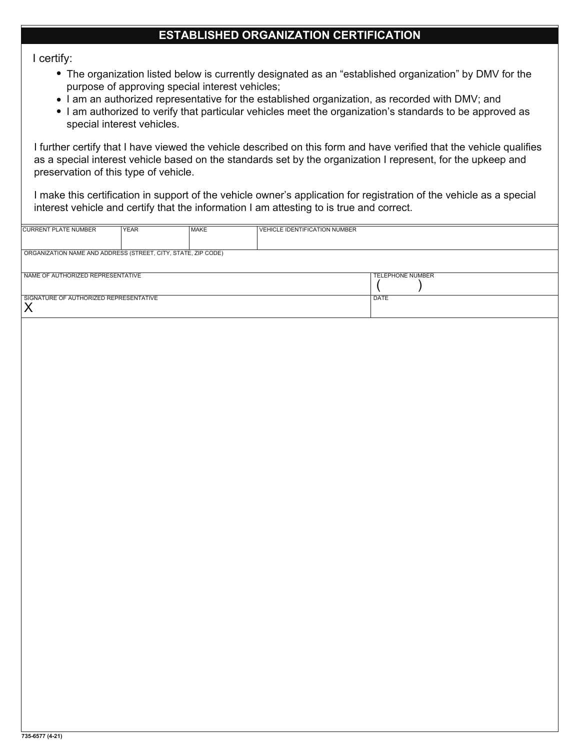## ESTABLISHED ORGANIZATION CERTIFICATION

I certify:

- The organization listed below is currently designated as an "established organization" by DMV for the purpose of approving special interest vehicles;
- I am an authorized representative for the established organization, as recorded with DMV; and
- I am authorized to verify that particular vehicles meet the organization's standards to be approved as special interest vehicles.

I further certify that I have viewed the vehicle described on this form and have verified that the vehicle qualifies as a special interest vehicle based on the standards set by the organization I represent, for the upkeep and preservation of this type of vehicle.

I make this certification in support of the vehicle owner's application for registration of the vehicle as a special interest vehicle and certify that the information I am attesting to is true and correct.

| CURRENT PLATE NUMBER | YEAR | MAKE | VEHICLE IDENTIFICATION NUMBER |
|---|---|---|---|
| | | | |

| ORGANIZATION NAME AND ADDRESS (STREET, CITY, STATE, ZIP CODE) |
|---|
| |

| NAME OF AUTHORIZED REPRESENTATIVE | TELEPHONE NUMBER |
|---|---|
| | ( ) |

| SIGNATURE OF AUTHORIZED REPRESENTATIVE | DATE |
|---|---|
| X | |

735-6577 (4-21)